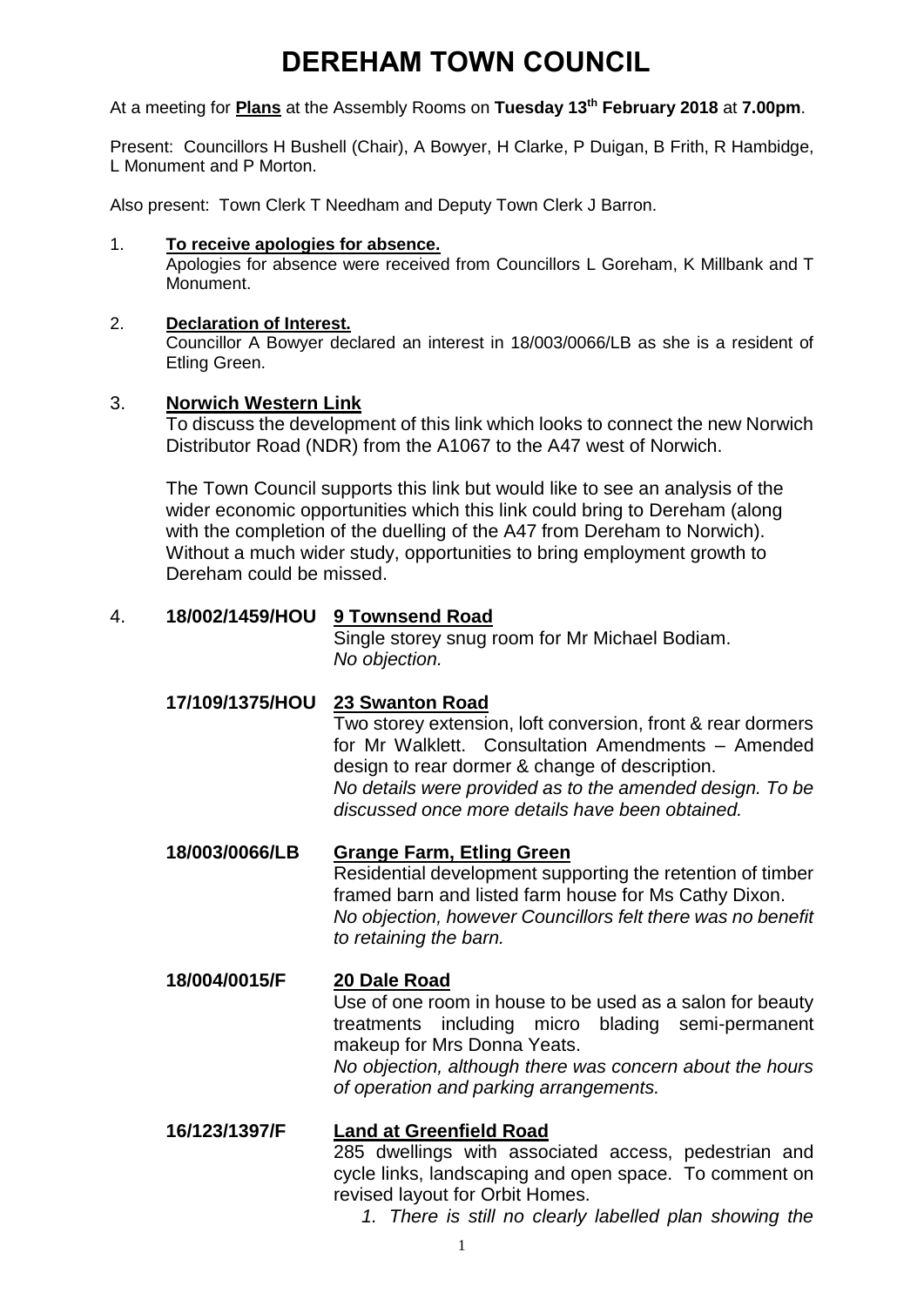# DEREHAM TOWN COUNCIL

At a meeting for **Plans** at the Assembly Rooms on **Tuesday 13th February 2018** at **7.00pm**.

Present: Councillors H Bushell (Chair), A Bowyer, H Clarke, P Duigan, B Frith, R Hambidge, L Monument and P Morton.

Also present: Town Clerk T Needham and Deputy Town Clerk J Barron.

1. **To receive apologies for absence.**
   Apologies for absence were received from Councillors L Goreham, K Millbank and T Monument.

2. **Declaration of Interest.**
   Councillor A Bowyer declared an interest in 18/003/0066/LB as she is a resident of Etling Green.

3. **Norwich Western Link**
   To discuss the development of this link which looks to connect the new Norwich Distributor Road (NDR) from the A1067 to the A47 west of Norwich.

   The Town Council supports this link but would like to see an analysis of the wider economic opportunities which this link could bring to Dereham (along with the completion of the duelling of the A47 from Dereham to Norwich). Without a much wider study, opportunities to bring employment growth to Dereham could be missed.

4. **18/002/1459/HOU** **9 Townsend Road**
   Single storey snug room for Mr Michael Bodiam.
   *No objection.*

   **17/109/1375/HOU** **23 Swanton Road**
   Two storey extension, loft conversion, front & rear dormers for Mr Walklett. Consultation Amendments – Amended design to rear dormer & change of description.
   *No details were provided as to the amended design. To be discussed once more details have been obtained.*

   **18/003/0066/LB** **Grange Farm, Etling Green**
   Residential development supporting the retention of timber framed barn and listed farm house for Ms Cathy Dixon.
   *No objection, however Councillors felt there was no benefit to retaining the barn.*

   **18/004/0015/F** **20 Dale Road**
   Use of one room in house to be used as a salon for beauty treatments including micro blading semi-permanent makeup for Mrs Donna Yeats.
   *No objection, although there was concern about the hours of operation and parking arrangements.*

   **16/123/1397/F** **Land at Greenfield Road**
   285 dwellings with associated access, pedestrian and cycle links, landscaping and open space. To comment on revised layout for Orbit Homes.

   1. *There is still no clearly labelled plan showing the*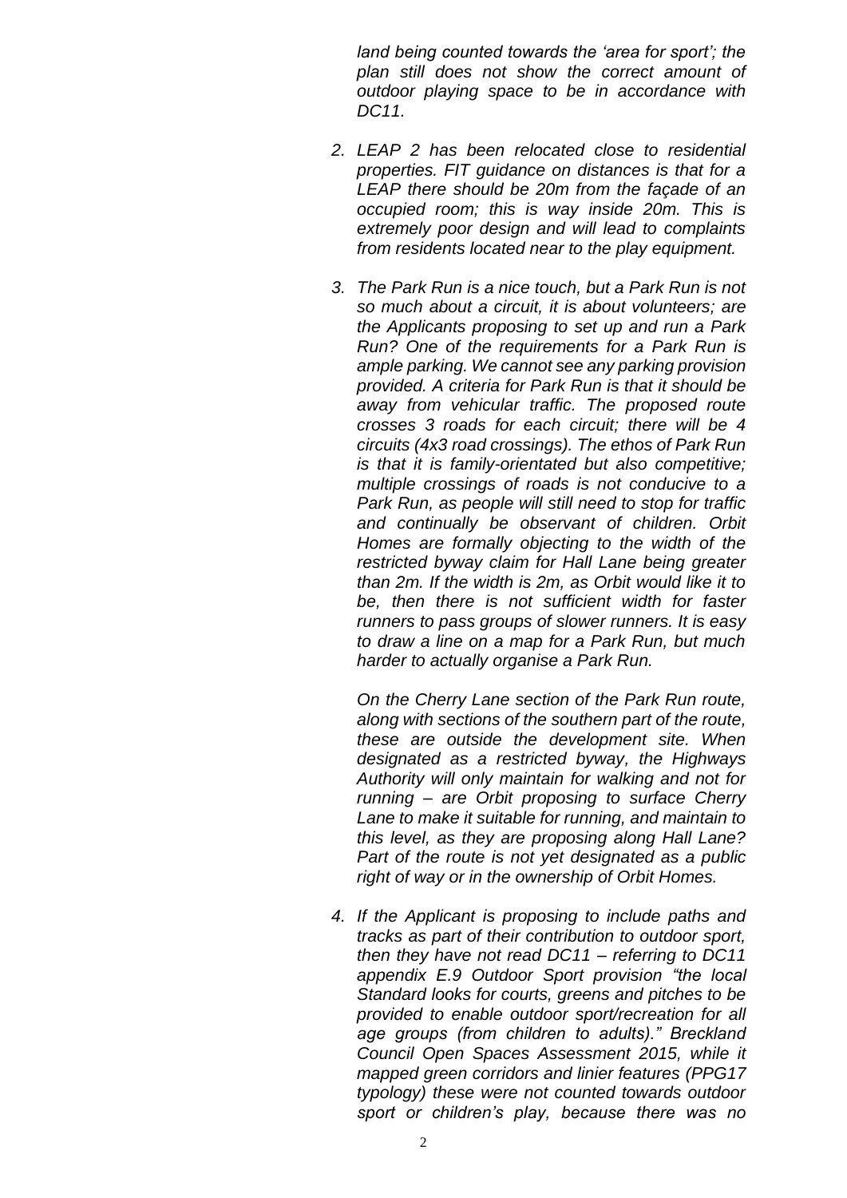*land being counted towards the 'area for sport'; the plan still does not show the correct amount of outdoor playing space to be in accordance with DC11.*

2. *LEAP 2 has been relocated close to residential properties. FIT guidance on distances is that for a LEAP there should be 20m from the façade of an occupied room; this is way inside 20m. This is extremely poor design and will lead to complaints from residents located near to the play equipment.*

3. *The Park Run is a nice touch, but a Park Run is not so much about a circuit, it is about volunteers; are the Applicants proposing to set up and run a Park Run? One of the requirements for a Park Run is ample parking. We cannot see any parking provision provided. A criteria for Park Run is that it should be away from vehicular traffic. The proposed route crosses 3 roads for each circuit; there will be 4 circuits (4x3 road crossings). The ethos of Park Run is that it is family-orientated but also competitive; multiple crossings of roads is not conducive to a Park Run, as people will still need to stop for traffic and continually be observant of children. Orbit Homes are formally objecting to the width of the restricted byway claim for Hall Lane being greater than 2m. If the width is 2m, as Orbit would like it to be, then there is not sufficient width for faster runners to pass groups of slower runners. It is easy to draw a line on a map for a Park Run, but much harder to actually organise a Park Run.*

   *On the Cherry Lane section of the Park Run route, along with sections of the southern part of the route, these are outside the development site. When designated as a restricted byway, the Highways Authority will only maintain for walking and not for running – are Orbit proposing to surface Cherry Lane to make it suitable for running, and maintain to this level, as they are proposing along Hall Lane? Part of the route is not yet designated as a public right of way or in the ownership of Orbit Homes.*

4. *If the Applicant is proposing to include paths and tracks as part of their contribution to outdoor sport, then they have not read DC11 – referring to DC11 appendix E.9 Outdoor Sport provision "the local Standard looks for courts, greens and pitches to be provided to enable outdoor sport/recreation for all age groups (from children to adults)." Breckland Council Open Spaces Assessment 2015, while it mapped green corridors and linier features (PPG17 typology) these were not counted towards outdoor sport or children's play, because there was no*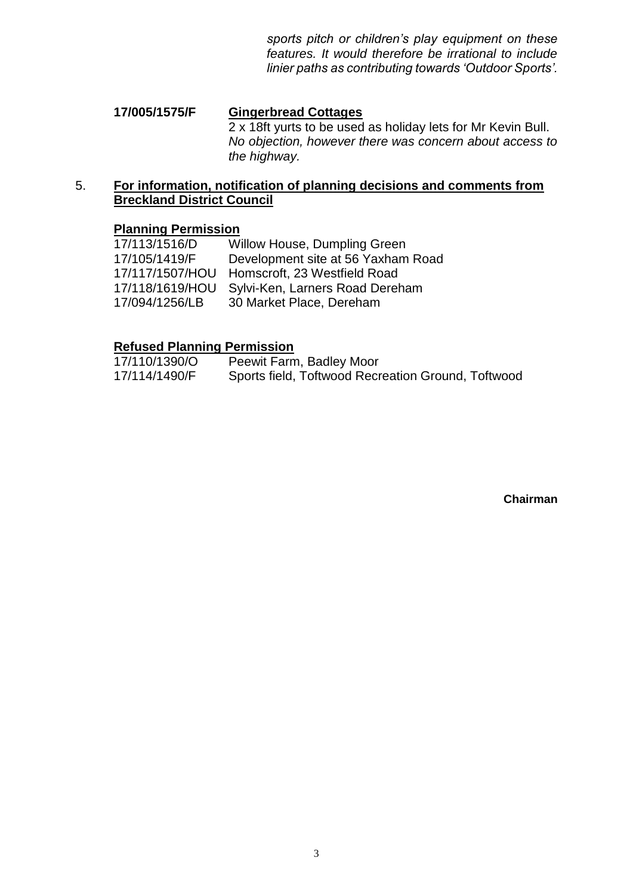*sports pitch or children's play equipment on these features. It would therefore be irrational to include linier paths as contributing towards 'Outdoor Sports'.*

**17/005/1575/F** **Gingerbread Cottages**

2 x 18ft yurts to be used as holiday lets for Mr Kevin Bull.
*No objection, however there was concern about access to the highway.*

5. **For information, notification of planning decisions and comments from Breckland District Council**

**Planning Permission**

| | |
|---|---|
| 17/113/1516/D | Willow House, Dumpling Green |
| 17/105/1419/F | Development site at 56 Yaxham Road |
| 17/117/1507/HOU | Homscroft, 23 Westfield Road |
| 17/118/1619/HOU | Sylvi-Ken, Larners Road Dereham |
| 17/094/1256/LB | 30 Market Place, Dereham |

**Refused Planning Permission**

| | |
|---|---|
| 17/110/1390/O | Peewit Farm, Badley Moor |
| 17/114/1490/F | Sports field, Toftwood Recreation Ground, Toftwood |

**Chairman**